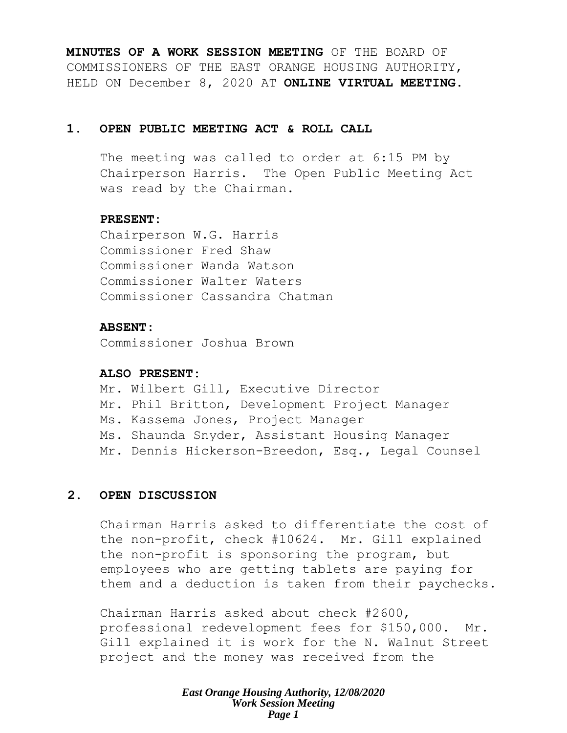**MINUTES OF A WORK SESSION MEETING** OF THE BOARD OF COMMISSIONERS OF THE EAST ORANGE HOUSING AUTHORITY, HELD ON December 8, 2020 AT **ONLINE VIRTUAL MEETING.**

## 1. OPEN PUBLIC MEETING ACT & ROLL CALL

The meeting was called to order at 6:15 PM by Chairperson Harris. The Open Public Meeting Act was read by the Chairman.

**PRESENT:**
Chairperson W.G. Harris
Commissioner Fred Shaw
Commissioner Wanda Watson
Commissioner Walter Waters
Commissioner Cassandra Chatman

**ABSENT:**
Commissioner Joshua Brown

**ALSO PRESENT:**
Mr. Wilbert Gill, Executive Director
Mr. Phil Britton, Development Project Manager
Ms. Kassema Jones, Project Manager
Ms. Shaunda Snyder, Assistant Housing Manager
Mr. Dennis Hickerson-Breedon, Esq., Legal Counsel

## 2. OPEN DISCUSSION

Chairman Harris asked to differentiate the cost of the non-profit, check #10624. Mr. Gill explained the non-profit is sponsoring the program, but employees who are getting tablets are paying for them and a deduction is taken from their paychecks.

Chairman Harris asked about check #2600, professional redevelopment fees for $150,000. Mr. Gill explained it is work for the N. Walnut Street project and the money was received from the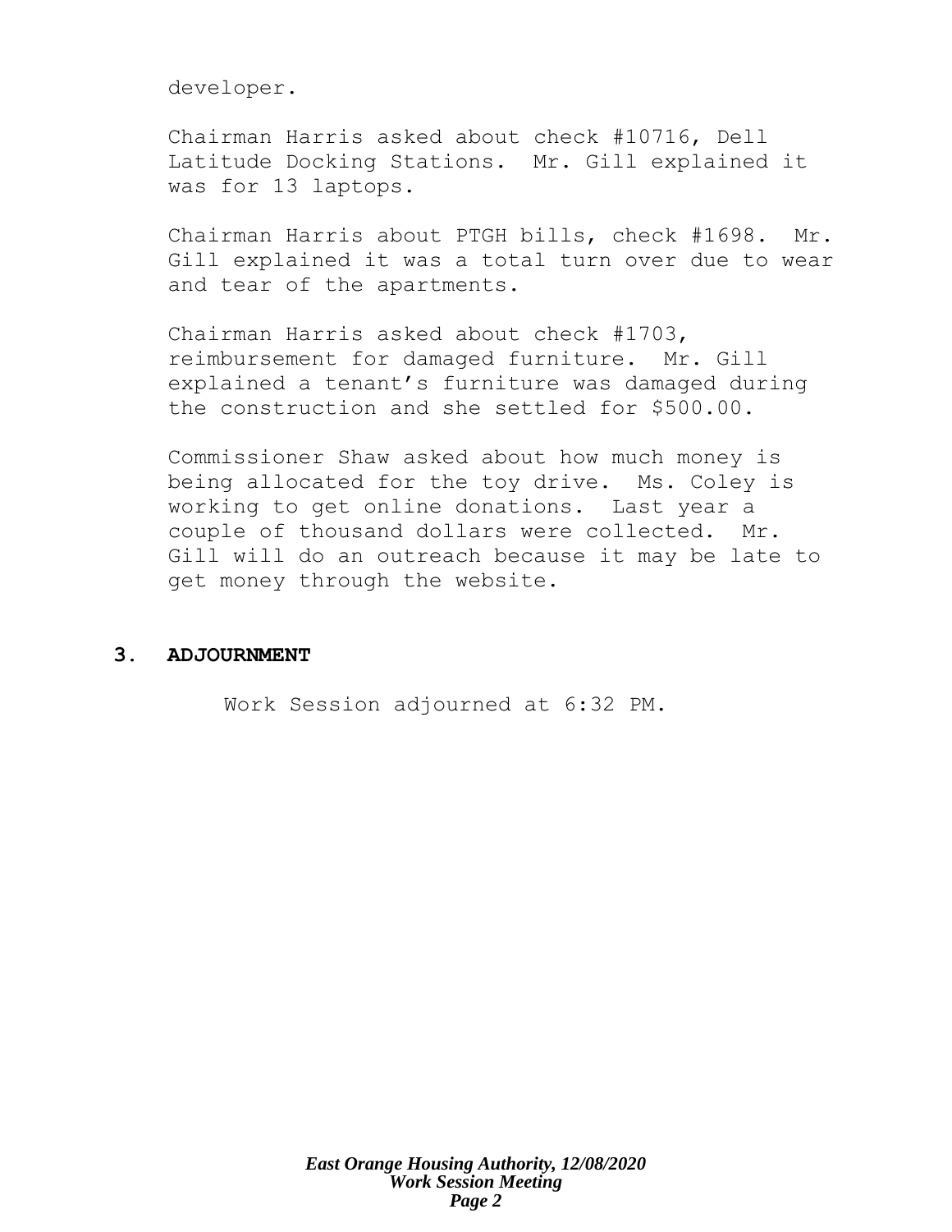developer.

Chairman Harris asked about check #10716, Dell Latitude Docking Stations. Mr. Gill explained it was for 13 laptops.

Chairman Harris about PTGH bills, check #1698. Mr. Gill explained it was a total turn over due to wear and tear of the apartments.

Chairman Harris asked about check #1703, reimbursement for damaged furniture. Mr. Gill explained a tenant's furniture was damaged during the construction and she settled for $500.00.

Commissioner Shaw asked about how much money is being allocated for the toy drive. Ms. Coley is working to get online donations. Last year a couple of thousand dollars were collected. Mr. Gill will do an outreach because it may be late to get money through the website.

## 3. ADJOURNMENT

Work Session adjourned at 6:32 PM.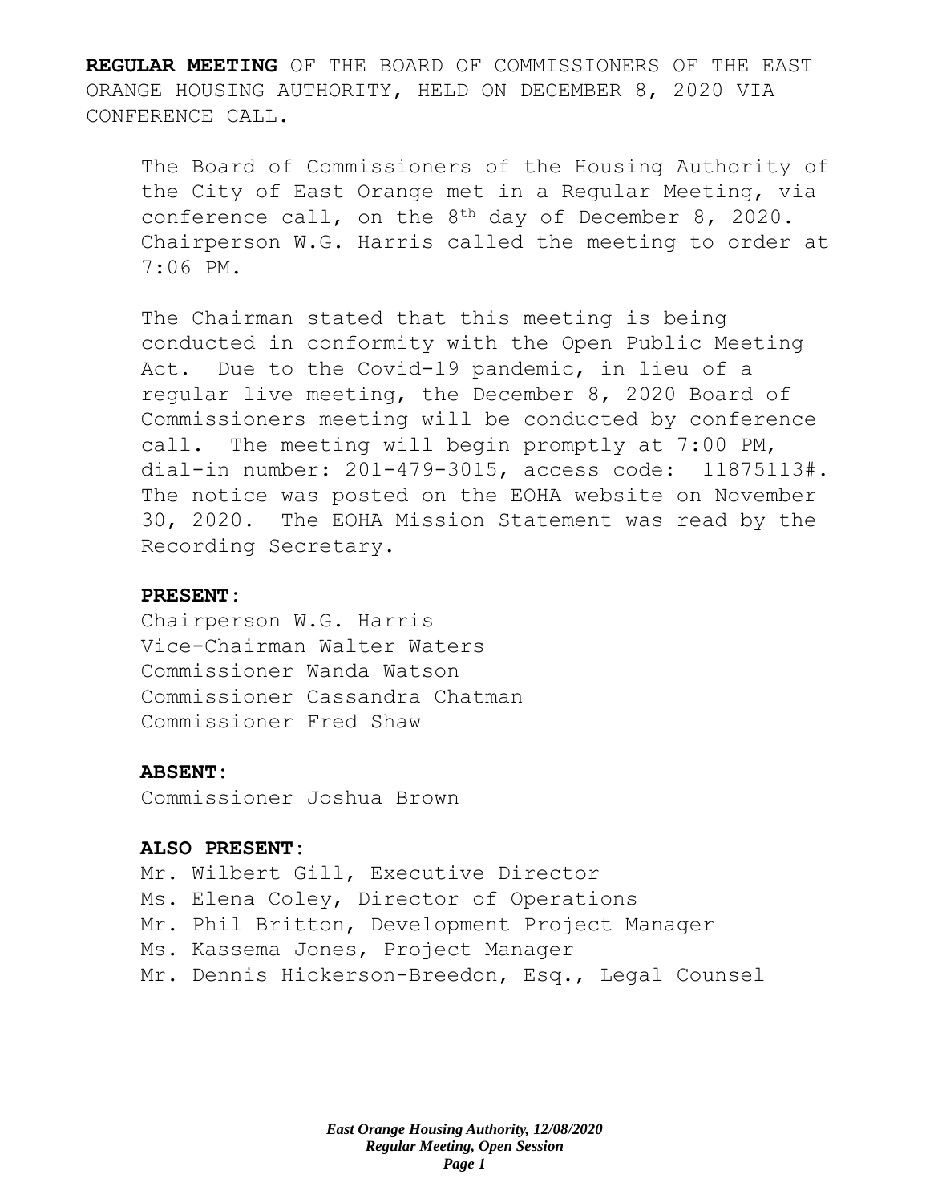**REGULAR MEETING** OF THE BOARD OF COMMISSIONERS OF THE EAST ORANGE HOUSING AUTHORITY, HELD ON DECEMBER 8, 2020 VIA CONFERENCE CALL.

The Board of Commissioners of the Housing Authority of the City of East Orange met in a Regular Meeting, via conference call, on the 8th day of December 8, 2020. Chairperson W.G. Harris called the meeting to order at 7:06 PM.

The Chairman stated that this meeting is being conducted in conformity with the Open Public Meeting Act. Due to the Covid-19 pandemic, in lieu of a regular live meeting, the December 8, 2020 Board of Commissioners meeting will be conducted by conference call. The meeting will begin promptly at 7:00 PM, dial-in number: 201-479-3015, access code: 11875113#. The notice was posted on the EOHA website on November 30, 2020. The EOHA Mission Statement was read by the Recording Secretary.

**PRESENT:**

Chairperson W.G. Harris
Vice-Chairman Walter Waters
Commissioner Wanda Watson
Commissioner Cassandra Chatman
Commissioner Fred Shaw

**ABSENT:**

Commissioner Joshua Brown

**ALSO PRESENT:**

Mr. Wilbert Gill, Executive Director
Ms. Elena Coley, Director of Operations
Mr. Phil Britton, Development Project Manager
Ms. Kassema Jones, Project Manager
Mr. Dennis Hickerson-Breedon, Esq., Legal Counsel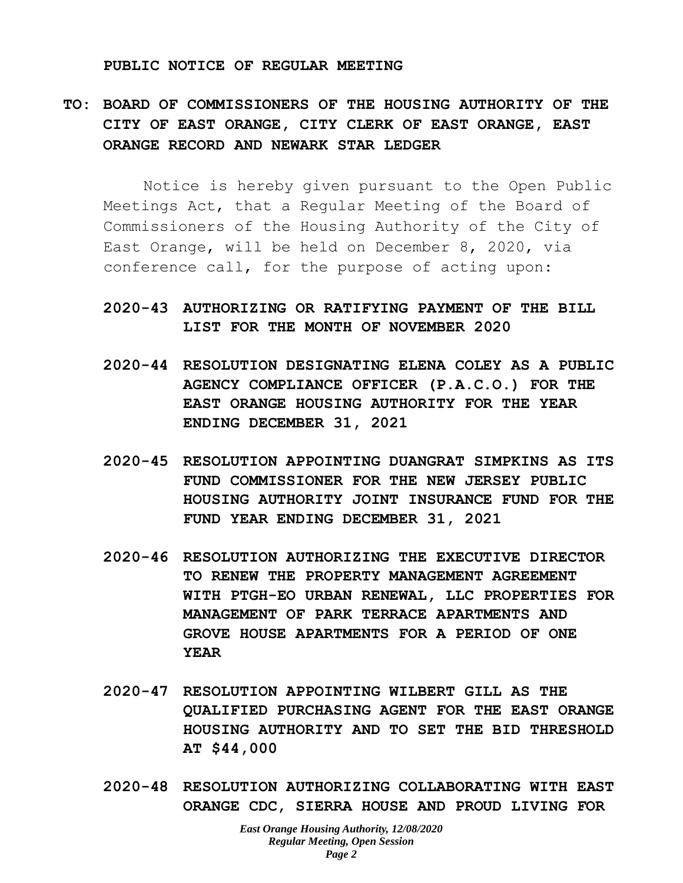**PUBLIC NOTICE OF REGULAR MEETING**

**TO: BOARD OF COMMISSIONERS OF THE HOUSING AUTHORITY OF THE CITY OF EAST ORANGE, CITY CLERK OF EAST ORANGE, EAST ORANGE RECORD AND NEWARK STAR LEDGER**

Notice is hereby given pursuant to the Open Public Meetings Act, that a Regular Meeting of the Board of Commissioners of the Housing Authority of the City of East Orange, will be held on December 8, 2020, via conference call, for the purpose of acting upon:

**2020-43 AUTHORIZING OR RATIFYING PAYMENT OF THE BILL LIST FOR THE MONTH OF NOVEMBER 2020**

**2020-44 RESOLUTION DESIGNATING ELENA COLEY AS A PUBLIC AGENCY COMPLIANCE OFFICER (P.A.C.O.) FOR THE EAST ORANGE HOUSING AUTHORITY FOR THE YEAR ENDING DECEMBER 31, 2021**

**2020-45 RESOLUTION APPOINTING DUANGRAT SIMPKINS AS ITS FUND COMMISSIONER FOR THE NEW JERSEY PUBLIC HOUSING AUTHORITY JOINT INSURANCE FUND FOR THE FUND YEAR ENDING DECEMBER 31, 2021**

**2020-46 RESOLUTION AUTHORIZING THE EXECUTIVE DIRECTOR TO RENEW THE PROPERTY MANAGEMENT AGREEMENT WITH PTGH-EO URBAN RENEWAL, LLC PROPERTIES FOR MANAGEMENT OF PARK TERRACE APARTMENTS AND GROVE HOUSE APARTMENTS FOR A PERIOD OF ONE YEAR**

**2020-47 RESOLUTION APPOINTING WILBERT GILL AS THE QUALIFIED PURCHASING AGENT FOR THE EAST ORANGE HOUSING AUTHORITY AND TO SET THE BID THRESHOLD AT $44,000**

**2020-48 RESOLUTION AUTHORIZING COLLABORATING WITH EAST ORANGE CDC, SIERRA HOUSE AND PROUD LIVING FOR**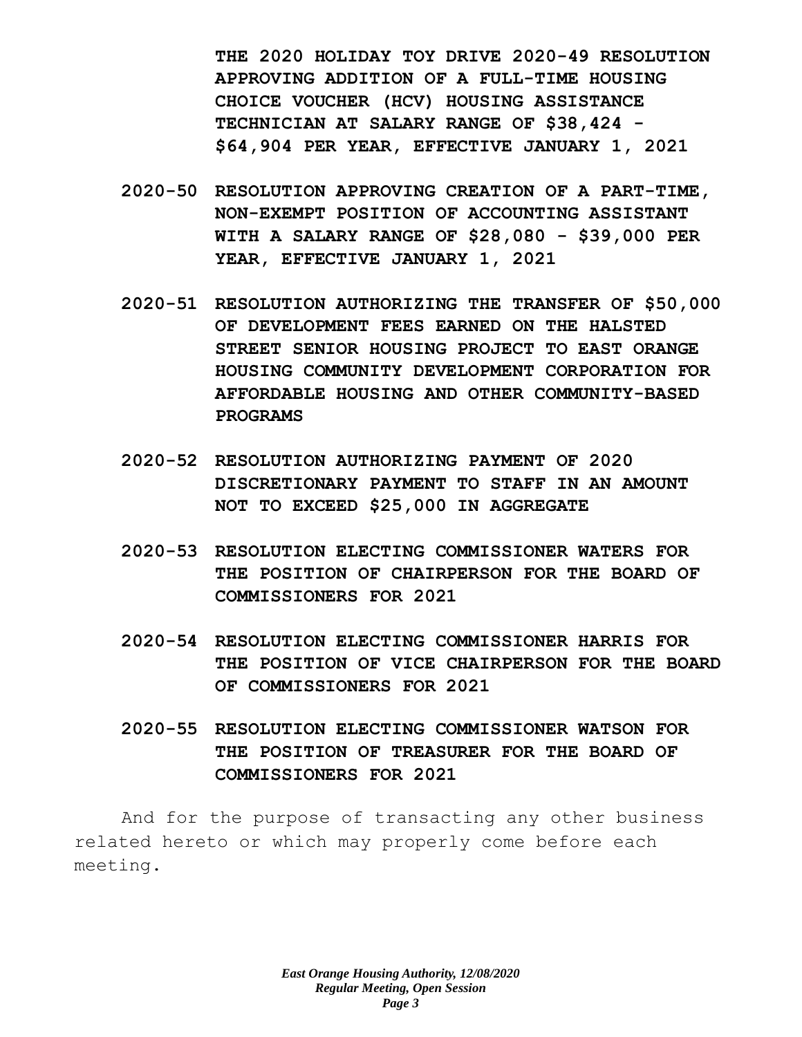**THE 2020 HOLIDAY TOY DRIVE 2020-49 RESOLUTION APPROVING ADDITION OF A FULL-TIME HOUSING CHOICE VOUCHER (HCV) HOUSING ASSISTANCE TECHNICIAN AT SALARY RANGE OF $38,424 - $64,904 PER YEAR, EFFECTIVE JANUARY 1, 2021**

**2020-50 RESOLUTION APPROVING CREATION OF A PART-TIME, NON-EXEMPT POSITION OF ACCOUNTING ASSISTANT WITH A SALARY RANGE OF $28,080 - $39,000 PER YEAR, EFFECTIVE JANUARY 1, 2021**

**2020-51 RESOLUTION AUTHORIZING THE TRANSFER OF $50,000 OF DEVELOPMENT FEES EARNED ON THE HALSTED STREET SENIOR HOUSING PROJECT TO EAST ORANGE HOUSING COMMUNITY DEVELOPMENT CORPORATION FOR AFFORDABLE HOUSING AND OTHER COMMUNITY-BASED PROGRAMS**

**2020-52 RESOLUTION AUTHORIZING PAYMENT OF 2020 DISCRETIONARY PAYMENT TO STAFF IN AN AMOUNT NOT TO EXCEED $25,000 IN AGGREGATE**

**2020-53 RESOLUTION ELECTING COMMISSIONER WATERS FOR THE POSITION OF CHAIRPERSON FOR THE BOARD OF COMMISSIONERS FOR 2021**

**2020-54 RESOLUTION ELECTING COMMISSIONER HARRIS FOR THE POSITION OF VICE CHAIRPERSON FOR THE BOARD OF COMMISSIONERS FOR 2021**

**2020-55 RESOLUTION ELECTING COMMISSIONER WATSON FOR THE POSITION OF TREASURER FOR THE BOARD OF COMMISSIONERS FOR 2021**

And for the purpose of transacting any other business related hereto or which may properly come before each meeting.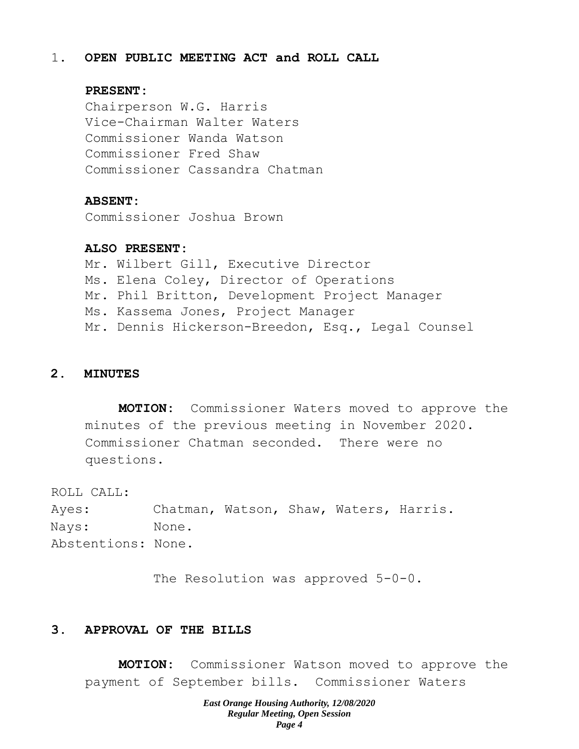1. **OPEN PUBLIC MEETING ACT and ROLL CALL**

**PRESENT:**

Chairperson W.G. Harris
Vice-Chairman Walter Waters
Commissioner Wanda Watson
Commissioner Fred Shaw
Commissioner Cassandra Chatman

**ABSENT:**

Commissioner Joshua Brown

**ALSO PRESENT:**

Mr. Wilbert Gill, Executive Director
Ms. Elena Coley, Director of Operations
Mr. Phil Britton, Development Project Manager
Ms. Kassema Jones, Project Manager
Mr. Dennis Hickerson-Breedon, Esq., Legal Counsel

## 2. MINUTES

**MOTION:** Commissioner Waters moved to approve the minutes of the previous meeting in November 2020. Commissioner Chatman seconded. There were no questions.

ROLL CALL:
Ayes: Chatman, Watson, Shaw, Waters, Harris.
Nays: None.
Abstentions: None.

The Resolution was approved 5-0-0.

## 3. APPROVAL OF THE BILLS

**MOTION:** Commissioner Watson moved to approve the payment of September bills. Commissioner Waters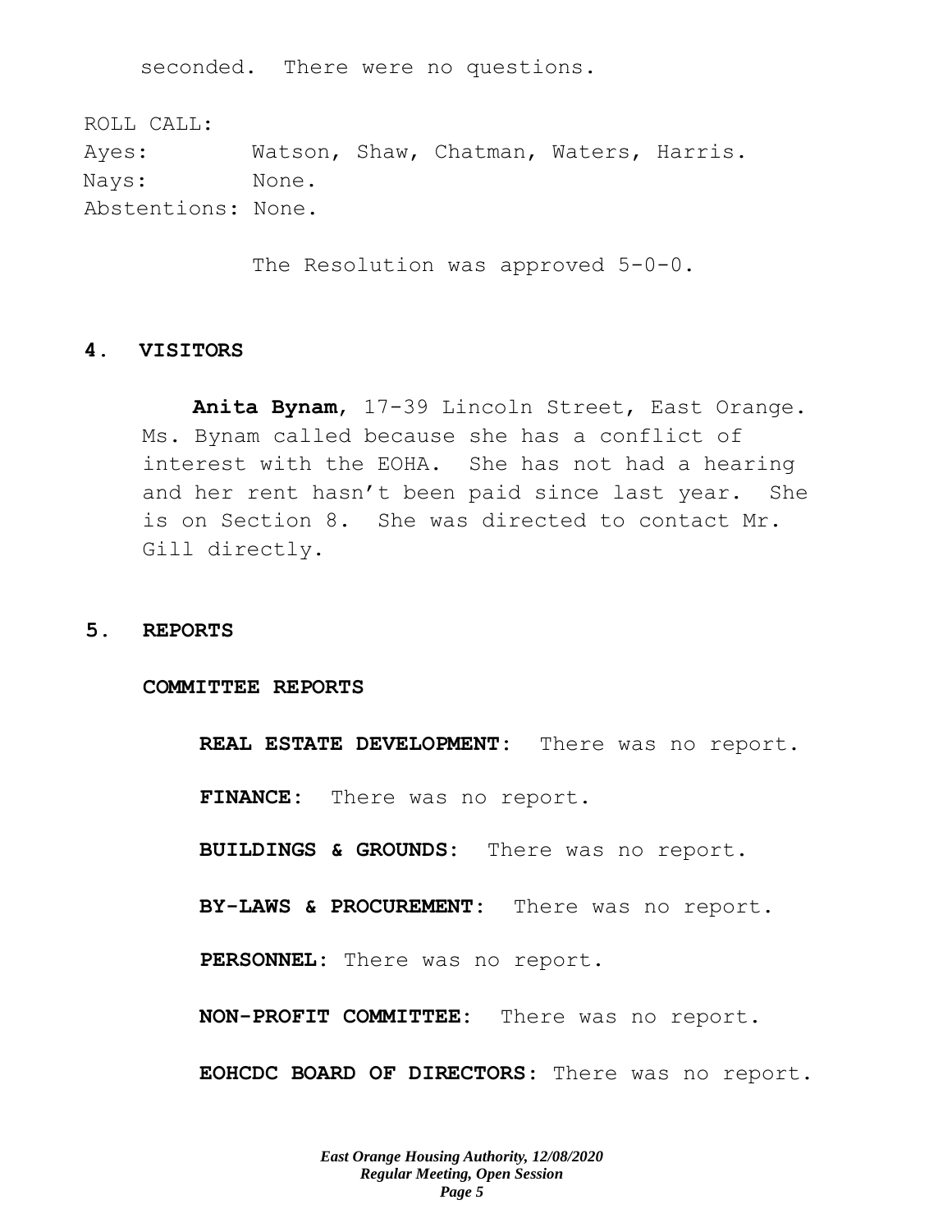seconded. There were no questions.

ROLL CALL:
Ayes: Watson, Shaw, Chatman, Waters, Harris.
Nays: None.
Abstentions: None.

The Resolution was approved 5-0-0.

## 4. VISITORS

**Anita Bynam**, 17-39 Lincoln Street, East Orange. Ms. Bynam called because she has a conflict of interest with the EOHA. She has not had a hearing and her rent hasn't been paid since last year. She is on Section 8. She was directed to contact Mr. Gill directly.

## 5. REPORTS

### COMMITTEE REPORTS

**REAL ESTATE DEVELOPMENT:** There was no report.

**FINANCE:** There was no report.

**BUILDINGS & GROUNDS:** There was no report.

**BY-LAWS & PROCUREMENT:** There was no report.

**PERSONNEL:** There was no report.

**NON-PROFIT COMMITTEE:** There was no report.

**EOHCDC BOARD OF DIRECTORS:** There was no report.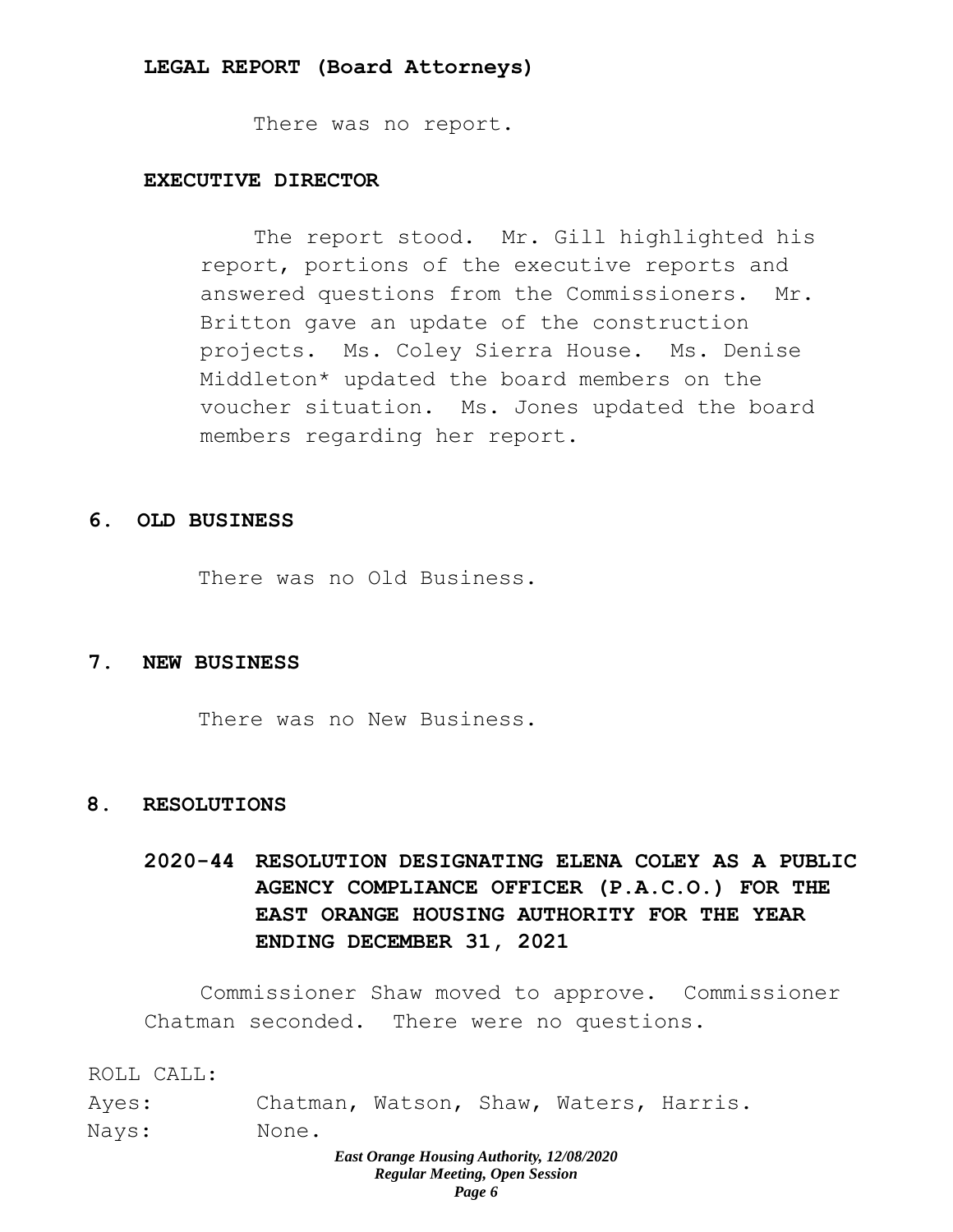**LEGAL REPORT (Board Attorneys)**

There was no report.

**EXECUTIVE DIRECTOR**

The report stood. Mr. Gill highlighted his report, portions of the executive reports and answered questions from the Commissioners. Mr. Britton gave an update of the construction projects. Ms. Coley Sierra House. Ms. Denise Middleton* updated the board members on the voucher situation. Ms. Jones updated the board members regarding her report.

## 6. OLD BUSINESS

There was no Old Business.

## 7. NEW BUSINESS

There was no New Business.

## 8. RESOLUTIONS

### 2020-44 RESOLUTION DESIGNATING ELENA COLEY AS A PUBLIC AGENCY COMPLIANCE OFFICER (P.A.C.O.) FOR THE EAST ORANGE HOUSING AUTHORITY FOR THE YEAR ENDING DECEMBER 31, 2021

Commissioner Shaw moved to approve. Commissioner Chatman seconded. There were no questions.

ROLL CALL:

Ayes: Chatman, Watson, Shaw, Waters, Harris.

Nays: None.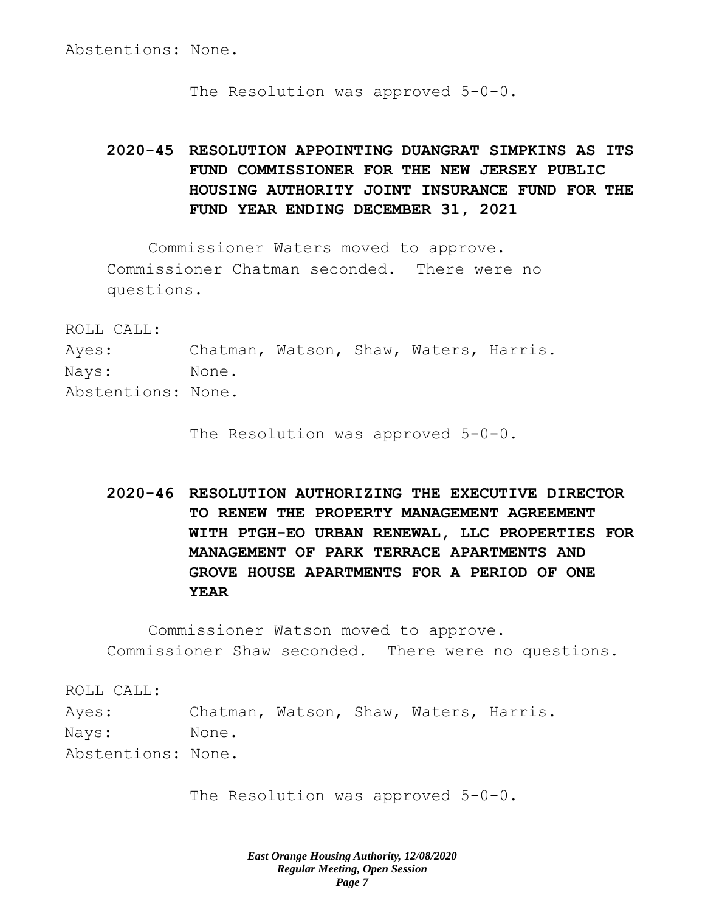Abstentions: None.

The Resolution was approved 5-0-0.

**2020-45 RESOLUTION APPOINTING DUANGRAT SIMPKINS AS ITS FUND COMMISSIONER FOR THE NEW JERSEY PUBLIC HOUSING AUTHORITY JOINT INSURANCE FUND FOR THE FUND YEAR ENDING DECEMBER 31, 2021**

Commissioner Waters moved to approve. Commissioner Chatman seconded. There were no questions.

ROLL CALL:
Ayes: Chatman, Watson, Shaw, Waters, Harris.
Nays: None.
Abstentions: None.

The Resolution was approved 5-0-0.

**2020-46 RESOLUTION AUTHORIZING THE EXECUTIVE DIRECTOR TO RENEW THE PROPERTY MANAGEMENT AGREEMENT WITH PTGH-EO URBAN RENEWAL, LLC PROPERTIES FOR MANAGEMENT OF PARK TERRACE APARTMENTS AND GROVE HOUSE APARTMENTS FOR A PERIOD OF ONE YEAR**

Commissioner Watson moved to approve. Commissioner Shaw seconded. There were no questions.

ROLL CALL:
Ayes: Chatman, Watson, Shaw, Waters, Harris.
Nays: None.
Abstentions: None.

The Resolution was approved 5-0-0.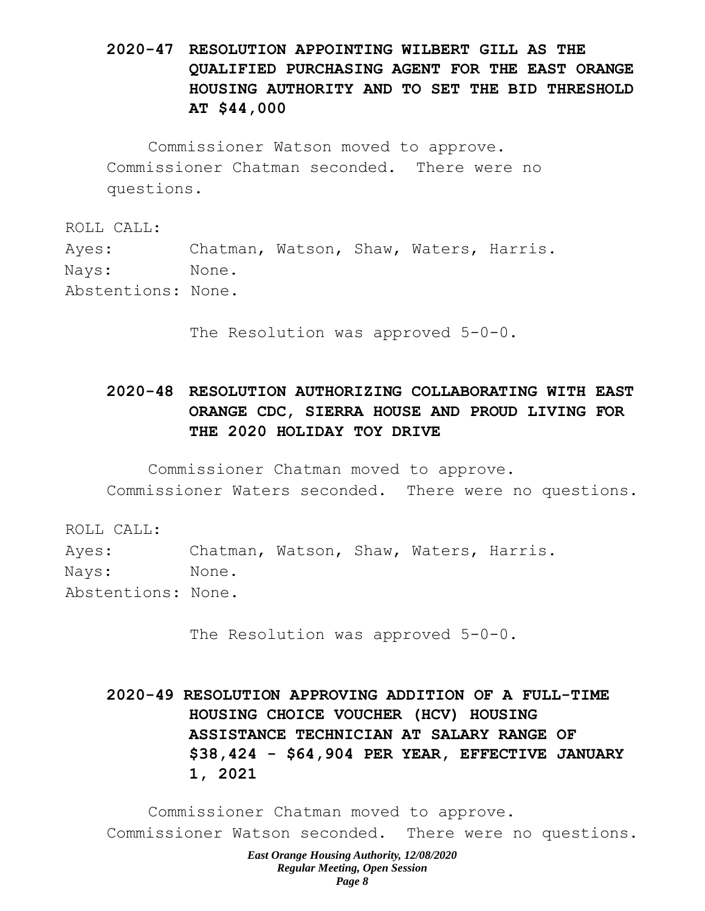**2020-47 RESOLUTION APPOINTING WILBERT GILL AS THE QUALIFIED PURCHASING AGENT FOR THE EAST ORANGE HOUSING AUTHORITY AND TO SET THE BID THRESHOLD AT $44,000**

Commissioner Watson moved to approve. Commissioner Chatman seconded. There were no questions.

ROLL CALL:
Ayes: Chatman, Watson, Shaw, Waters, Harris.
Nays: None.
Abstentions: None.

The Resolution was approved 5-0-0.

**2020-48 RESOLUTION AUTHORIZING COLLABORATING WITH EAST ORANGE CDC, SIERRA HOUSE AND PROUD LIVING FOR THE 2020 HOLIDAY TOY DRIVE**

Commissioner Chatman moved to approve. Commissioner Waters seconded. There were no questions.

ROLL CALL:
Ayes: Chatman, Watson, Shaw, Waters, Harris.
Nays: None.
Abstentions: None.

The Resolution was approved 5-0-0.

**2020-49 RESOLUTION APPROVING ADDITION OF A FULL-TIME HOUSING CHOICE VOUCHER (HCV) HOUSING ASSISTANCE TECHNICIAN AT SALARY RANGE OF $38,424 - $64,904 PER YEAR, EFFECTIVE JANUARY 1, 2021**

Commissioner Chatman moved to approve. Commissioner Watson seconded. There were no questions.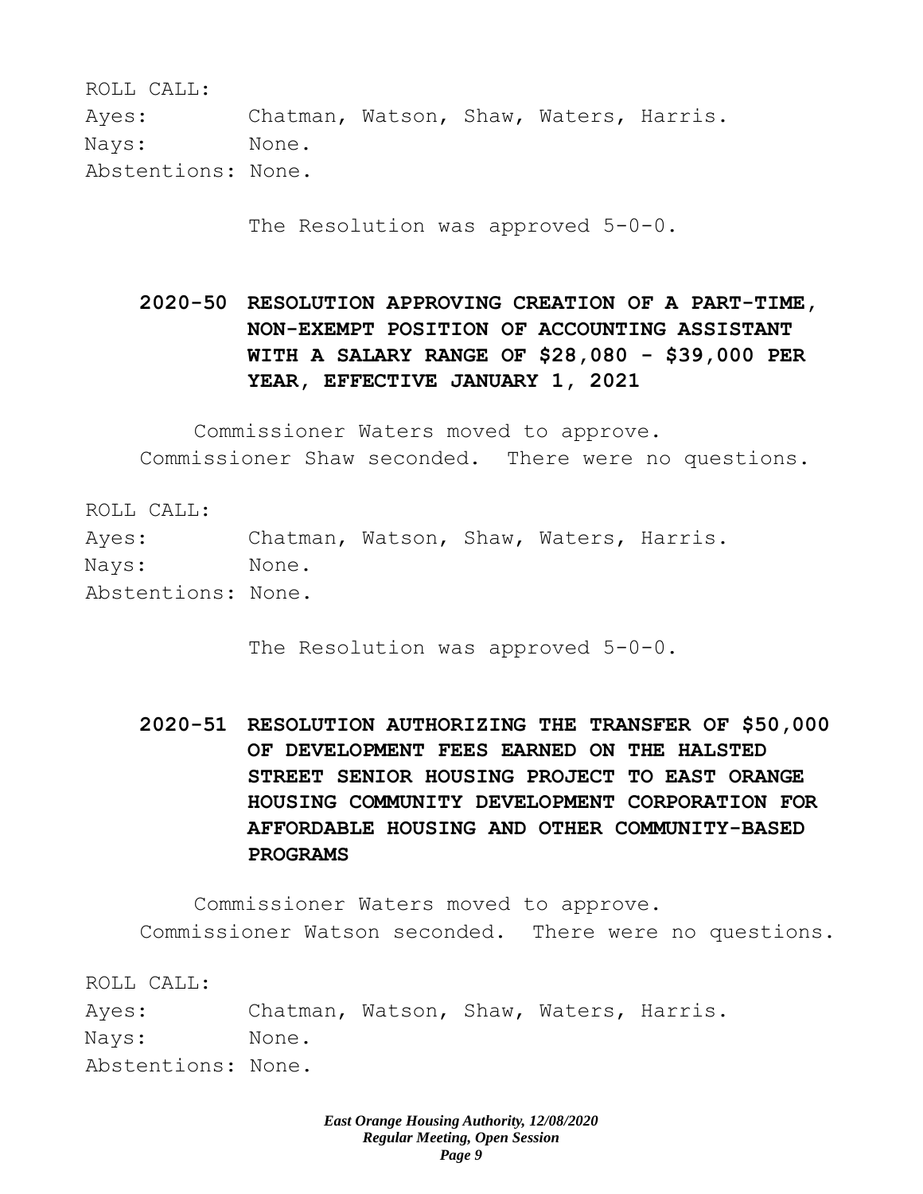ROLL CALL:

Ayes: Chatman, Watson, Shaw, Waters, Harris.

Nays: None.

Abstentions: None.

The Resolution was approved 5-0-0.

**2020-50 RESOLUTION APPROVING CREATION OF A PART-TIME, NON-EXEMPT POSITION OF ACCOUNTING ASSISTANT WITH A SALARY RANGE OF $28,080 - $39,000 PER YEAR, EFFECTIVE JANUARY 1, 2021**

Commissioner Waters moved to approve. Commissioner Shaw seconded. There were no questions.

ROLL CALL:

Ayes: Chatman, Watson, Shaw, Waters, Harris.

Nays: None.

Abstentions: None.

The Resolution was approved 5-0-0.

**2020-51 RESOLUTION AUTHORIZING THE TRANSFER OF $50,000 OF DEVELOPMENT FEES EARNED ON THE HALSTED STREET SENIOR HOUSING PROJECT TO EAST ORANGE HOUSING COMMUNITY DEVELOPMENT CORPORATION FOR AFFORDABLE HOUSING AND OTHER COMMUNITY-BASED PROGRAMS**

Commissioner Waters moved to approve. Commissioner Watson seconded. There were no questions.

ROLL CALL:

Ayes: Chatman, Watson, Shaw, Waters, Harris.

Nays: None.

Abstentions: None.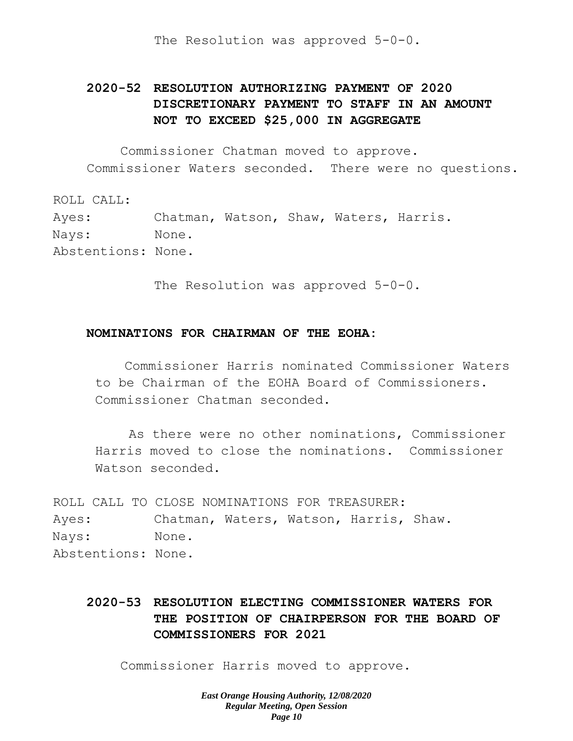The Resolution was approved 5-0-0.

**2020-52 RESOLUTION AUTHORIZING PAYMENT OF 2020 DISCRETIONARY PAYMENT TO STAFF IN AN AMOUNT NOT TO EXCEED $25,000 IN AGGREGATE**

Commissioner Chatman moved to approve. Commissioner Waters seconded. There were no questions.

ROLL CALL:
Ayes: Chatman, Watson, Shaw, Waters, Harris.
Nays: None.
Abstentions: None.

The Resolution was approved 5-0-0.

**NOMINATIONS FOR CHAIRMAN OF THE EOHA:**

Commissioner Harris nominated Commissioner Waters to be Chairman of the EOHA Board of Commissioners. Commissioner Chatman seconded.

As there were no other nominations, Commissioner Harris moved to close the nominations. Commissioner Watson seconded.

ROLL CALL TO CLOSE NOMINATIONS FOR TREASURER:
Ayes: Chatman, Waters, Watson, Harris, Shaw.
Nays: None.
Abstentions: None.

**2020-53 RESOLUTION ELECTING COMMISSIONER WATERS FOR THE POSITION OF CHAIRPERSON FOR THE BOARD OF COMMISSIONERS FOR 2021**

Commissioner Harris moved to approve.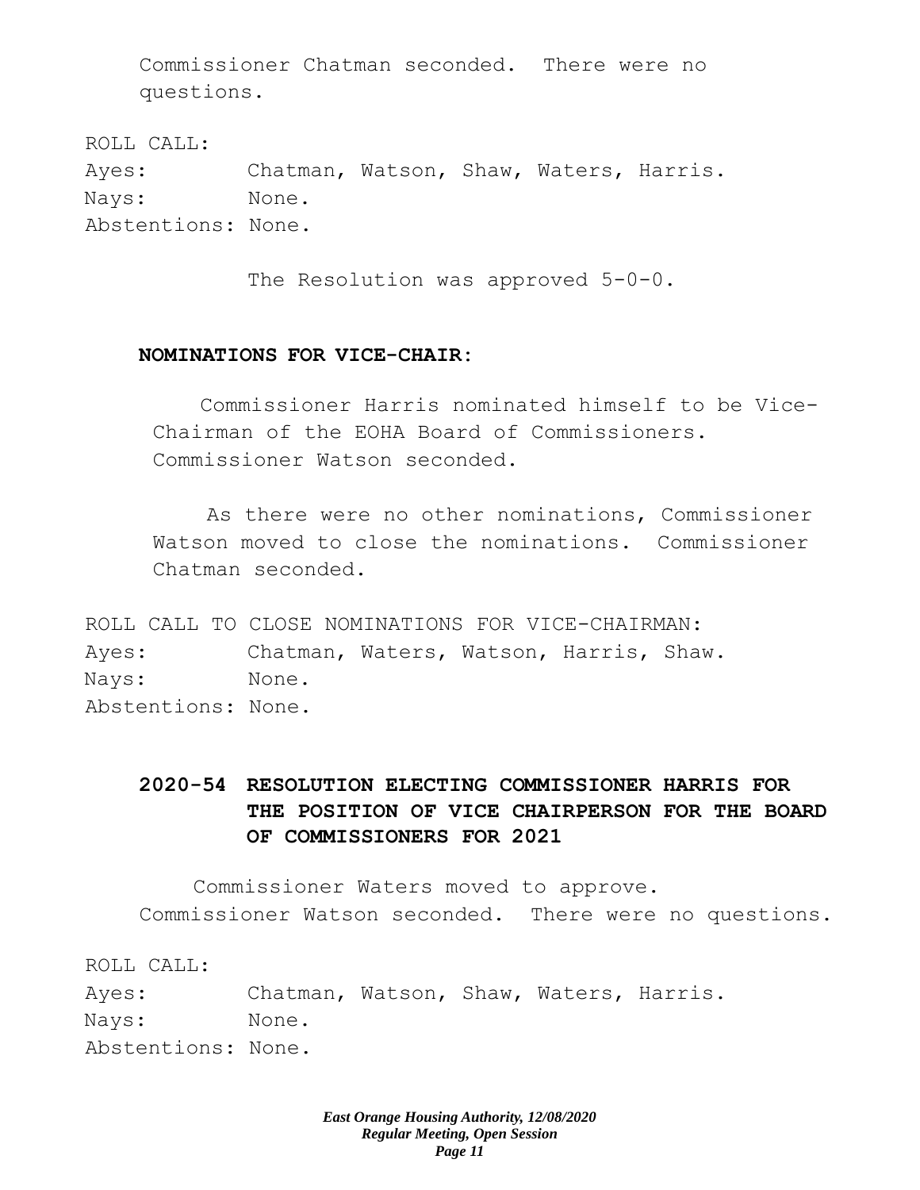Commissioner Chatman seconded. There were no questions.

ROLL CALL:
Ayes: Chatman, Watson, Shaw, Waters, Harris.
Nays: None.
Abstentions: None.

The Resolution was approved 5-0-0.

**NOMINATIONS FOR VICE-CHAIR:**

Commissioner Harris nominated himself to be Vice-Chairman of the EOHA Board of Commissioners. Commissioner Watson seconded.

As there were no other nominations, Commissioner Watson moved to close the nominations. Commissioner Chatman seconded.

ROLL CALL TO CLOSE NOMINATIONS FOR VICE-CHAIRMAN:
Ayes: Chatman, Waters, Watson, Harris, Shaw.
Nays: None.
Abstentions: None.

**2020-54 RESOLUTION ELECTING COMMISSIONER HARRIS FOR THE POSITION OF VICE CHAIRPERSON FOR THE BOARD OF COMMISSIONERS FOR 2021**

Commissioner Waters moved to approve. Commissioner Watson seconded. There were no questions.

ROLL CALL:
Ayes: Chatman, Watson, Shaw, Waters, Harris.
Nays: None.
Abstentions: None.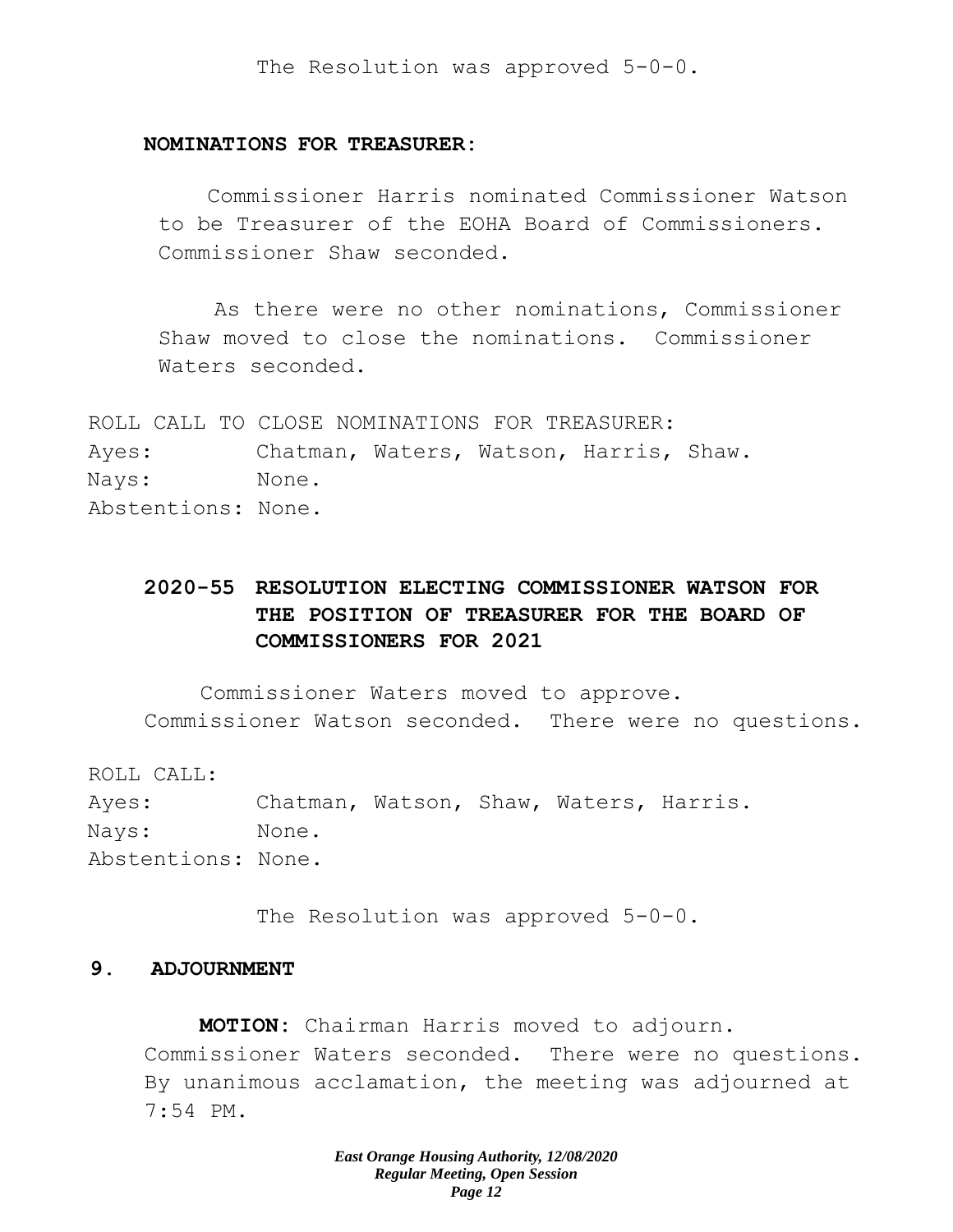The Resolution was approved 5-0-0.

**NOMINATIONS FOR TREASURER:**

Commissioner Harris nominated Commissioner Watson to be Treasurer of the EOHA Board of Commissioners. Commissioner Shaw seconded.

As there were no other nominations, Commissioner Shaw moved to close the nominations. Commissioner Waters seconded.

ROLL CALL TO CLOSE NOMINATIONS FOR TREASURER:
Ayes: Chatman, Waters, Watson, Harris, Shaw.
Nays: None.
Abstentions: None.

**2020-55 RESOLUTION ELECTING COMMISSIONER WATSON FOR THE POSITION OF TREASURER FOR THE BOARD OF COMMISSIONERS FOR 2021**

Commissioner Waters moved to approve. Commissioner Watson seconded. There were no questions.

ROLL CALL:
Ayes: Chatman, Watson, Shaw, Waters, Harris.
Nays: None.
Abstentions: None.

The Resolution was approved 5-0-0.

**9. ADJOURNMENT**

**MOTION**: Chairman Harris moved to adjourn. Commissioner Waters seconded. There were no questions. By unanimous acclamation, the meeting was adjourned at 7:54 PM.